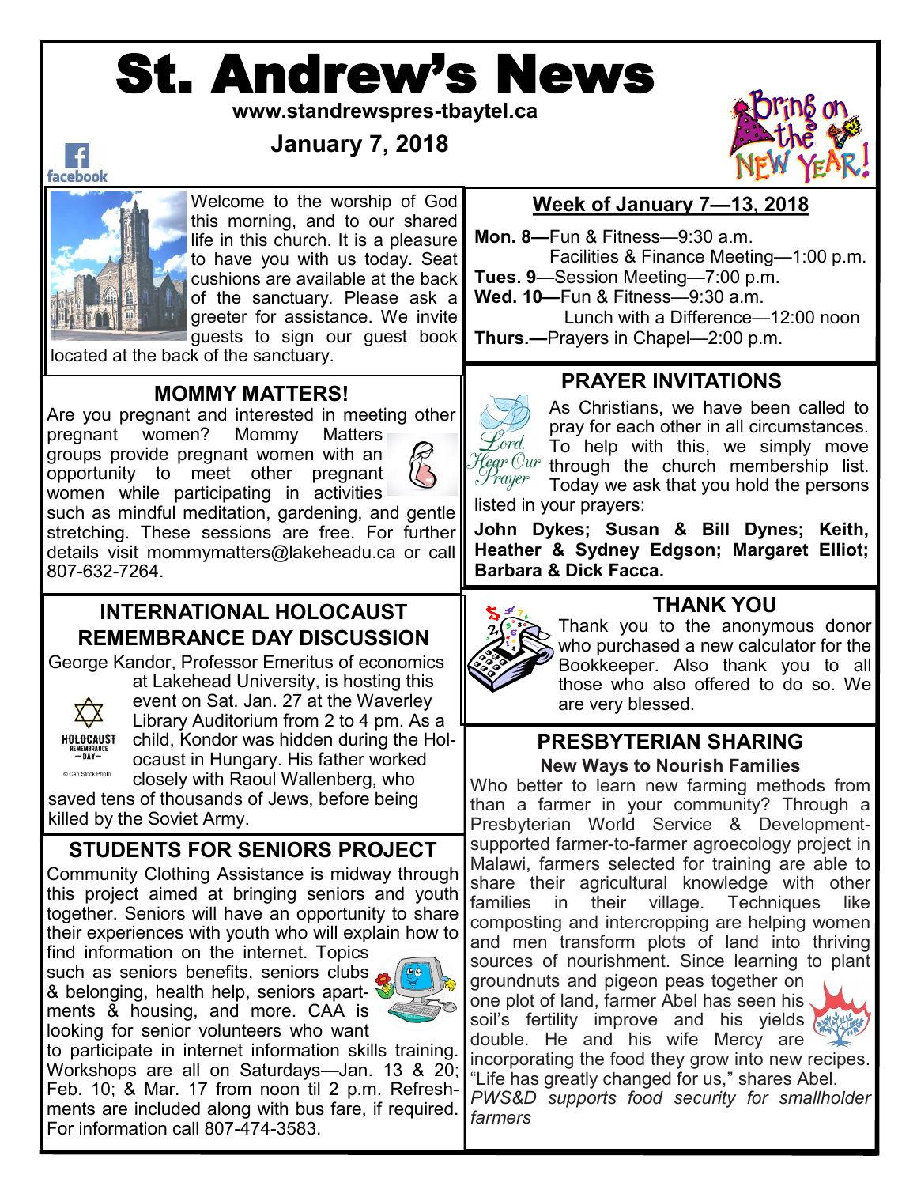# St. Andrew's News

**www.standrewspres-tbaytel.ca**

**January 7, 2018**

Welcome to the worship of God this morning, and to our shared life in this church. It is a pleasure to have you with us today. Seat cushions are available at the back of the sanctuary. Please ask a greeter for assistance. We invite guests to sign our guest book located at the back of the sanctuary.

## Week of January 7—13, 2018

**Mon. 8—**Fun & Fitness—9:30 a.m.
Facilities & Finance Meeting—1:00 p.m.

**Tues. 9**—Session Meeting—7:00 p.m.

**Wed. 10—**Fun & Fitness—9:30 a.m.
Lunch with a Difference—12:00 noon

**Thurs.—**Prayers in Chapel—2:00 p.m.

## MOMMY MATTERS!

Are you pregnant and interested in meeting other pregnant women? Mommy Matters groups provide pregnant women with an opportunity to meet other pregnant women while participating in activities such as mindful meditation, gardening, and gentle stretching. These sessions are free. For further details visit mommymatters@lakeheadu.ca or call 807-632-7264.

## PRAYER INVITATIONS

As Christians, we have been called to pray for each other in all circumstances. To help with this, we simply move through the church membership list. Today we ask that you hold the persons listed in your prayers:

**John Dykes; Susan & Bill Dynes; Keith, Heather & Sydney Edgson; Margaret Elliot; Barbara & Dick Facca.**

## INTERNATIONAL HOLOCAUST REMEMBRANCE DAY DISCUSSION

George Kandor, Professor Emeritus of economics at Lakehead University, is hosting this event on Sat. Jan. 27 at the Waverley Library Auditorium from 2 to 4 pm. As a child, Kondor was hidden during the Holocaust in Hungary. His father worked closely with Raoul Wallenberg, who saved tens of thousands of Jews, before being killed by the Soviet Army.

## THANK YOU

Thank you to the anonymous donor who purchased a new calculator for the Bookkeeper. Also thank you to all those who also offered to do so. We are very blessed.

## STUDENTS FOR SENIORS PROJECT

Community Clothing Assistance is midway through this project aimed at bringing seniors and youth together. Seniors will have an opportunity to share their experiences with youth who will explain how to find information on the internet. Topics such as seniors benefits, seniors clubs & belonging, health help, seniors apartments & housing, and more. CAA is looking for senior volunteers who want to participate in internet information skills training. Workshops are all on Saturdays—Jan. 13 & 20; Feb. 10; & Mar. 17 from noon til 2 p.m. Refreshments are included along with bus fare, if required. For information call 807-474-3583.

## PRESBYTERIAN SHARING

### New Ways to Nourish Families

Who better to learn new farming methods from than a farmer in your community? Through a Presbyterian World Service & Development-supported farmer-to-farmer agroecology project in Malawi, farmers selected for training are able to share their agricultural knowledge with other families in their village. Techniques like composting and intercropping are helping women and men transform plots of land into thriving sources of nourishment. Since learning to plant groundnuts and pigeon peas together on one plot of land, farmer Abel has seen his soil's fertility improve and his yields double. He and his wife Mercy are incorporating the food they grow into new recipes. "Life has greatly changed for us," shares Abel. *PWS&D supports food security for smallholder farmers*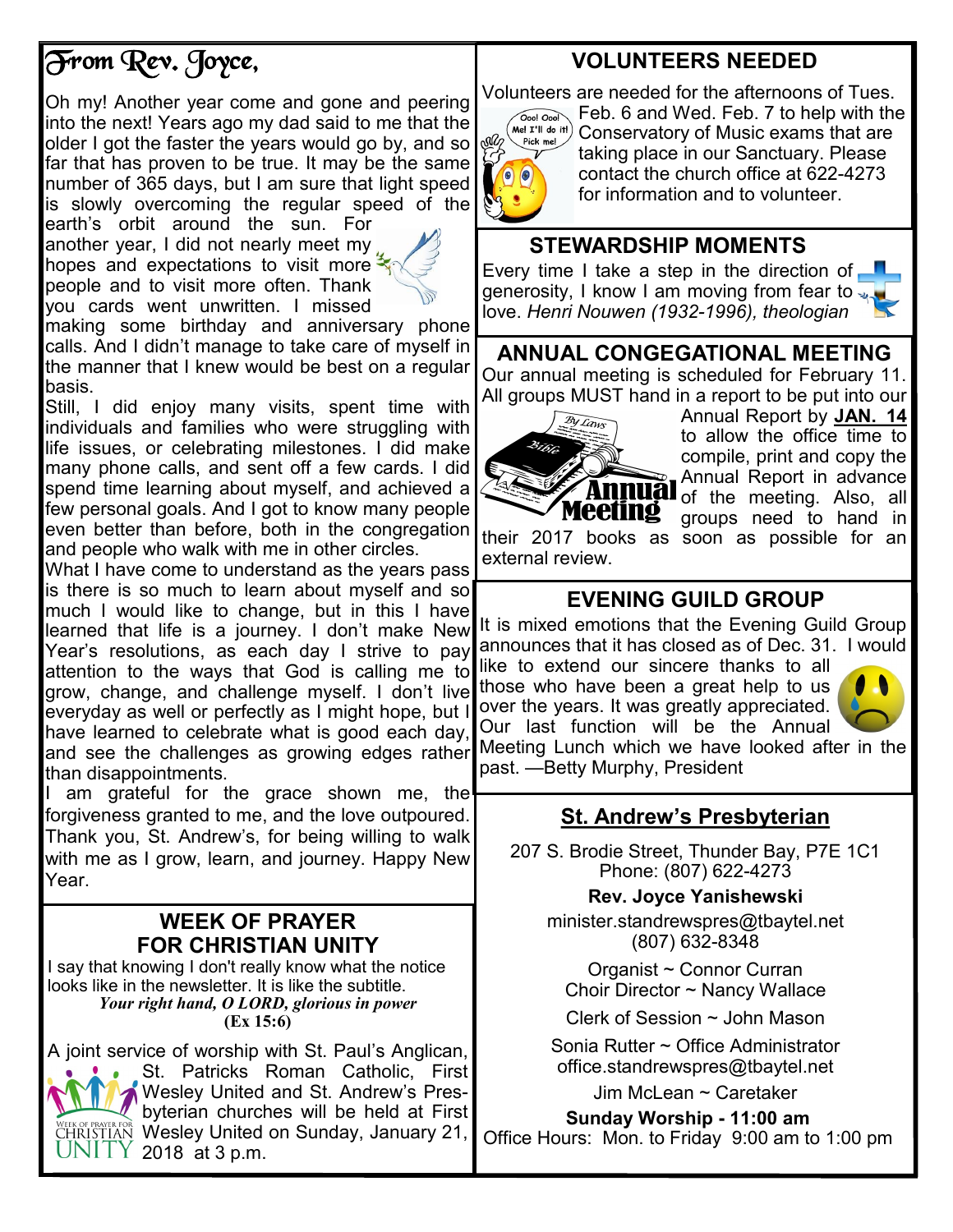## From Rev. Joyce,

Oh my! Another year come and gone and peering into the next! Years ago my dad said to me that the older I got the faster the years would go by, and so far that has proven to be true. It may be the same number of 365 days, but I am sure that light speed is slowly overcoming the regular speed of the earth's orbit around the sun. For another year, I did not nearly meet my hopes and expectations to visit more people and to visit more often. Thank you cards went unwritten. I missed making some birthday and anniversary phone calls. And I didn't manage to take care of myself in the manner that I knew would be best on a regular basis.

Still, I did enjoy many visits, spent time with individuals and families who were struggling with life issues, or celebrating milestones. I did make many phone calls, and sent off a few cards. I did spend time learning about myself, and achieved a few personal goals. And I got to know many people even better than before, both in the congregation and people who walk with me in other circles.

What I have come to understand as the years pass is there is so much to learn about myself and so much I would like to change, but in this I have learned that life is a journey. I don't make New Year's resolutions, as each day I strive to pay attention to the ways that God is calling me to grow, change, and challenge myself. I don't live everyday as well or perfectly as I might hope, but I have learned to celebrate what is good each day, and see the challenges as growing edges rather than disappointments.

I am grateful for the grace shown me, the forgiveness granted to me, and the love outpoured. Thank you, St. Andrew's, for being willing to walk with me as I grow, learn, and journey. Happy New Year.

## WEEK OF PRAYER FOR CHRISTIAN UNITY

I say that knowing I don't really know what the notice looks like in the newsletter. It is like the subtitle.

***Your right hand, O LORD, glorious in power***
**(Ex 15:6)**

A joint service of worship with St. Paul's Anglican, St. Patricks Roman Catholic, First Wesley United and St. Andrew's Presbyterian churches will be held at First Wesley United on Sunday, January 21, 2018 at 3 p.m.

## VOLUNTEERS NEEDED

Volunteers are needed for the afternoons of Tues. Feb. 6 and Wed. Feb. 7 to help with the Conservatory of Music exams that are taking place in our Sanctuary. Please contact the church office at 622-4273 for information and to volunteer.

## STEWARDSHIP MOMENTS

Every time I take a step in the direction of generosity, I know I am moving from fear to love. *Henri Nouwen (1932-1996), theologian*

## ANNUAL CONGEGATIONAL MEETING

Our annual meeting is scheduled for February 11. All groups MUST hand in a report to be put into our Annual Report by **JAN. 14** to allow the office time to compile, print and copy the Annual Report in advance of the meeting. Also, all groups need to hand in their 2017 books as soon as possible for an external review.

## EVENING GUILD GROUP

It is mixed emotions that the Evening Guild Group announces that it has closed as of Dec. 31. I would like to extend our sincere thanks to all those who have been a great help to us over the years. It was greatly appreciated. Our last function will be the Annual Meeting Lunch which we have looked after in the past. —Betty Murphy, President

## St. Andrew's Presbyterian

207 S. Brodie Street, Thunder Bay, P7E 1C1
Phone: (807) 622-4273

**Rev. Joyce Yanishewski**
minister.standrewspres@tbaytel.net
(807) 632-8348

Organist ~ Connor Curran
Choir Director ~ Nancy Wallace

Clerk of Session ~ John Mason

Sonia Rutter ~ Office Administrator
office.standrewspres@tbaytel.net

Jim McLean ~ Caretaker

**Sunday Worship - 11:00 am**
Office Hours: Mon. to Friday 9:00 am to 1:00 pm